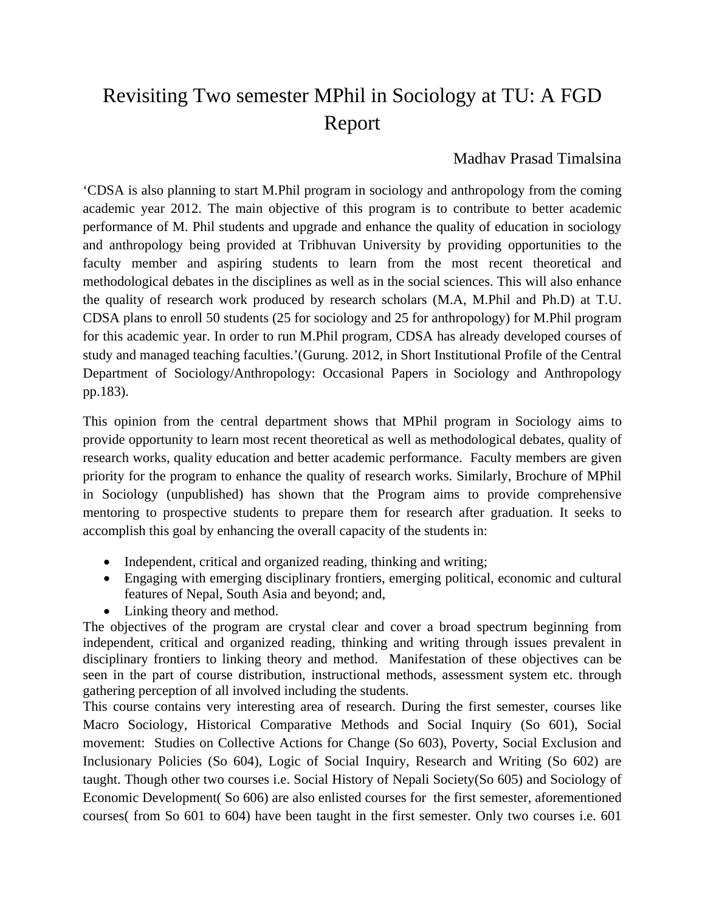# Revisiting Two semester MPhil in Sociology at TU: A FGD Report

Madhav Prasad Timalsina

'CDSA is also planning to start M.Phil program in sociology and anthropology from the coming academic year 2012. The main objective of this program is to contribute to better academic performance of M. Phil students and upgrade and enhance the quality of education in sociology and anthropology being provided at Tribhuvan University by providing opportunities to the faculty member and aspiring students to learn from the most recent theoretical and methodological debates in the disciplines as well as in the social sciences. This will also enhance the quality of research work produced by research scholars (M.A, M.Phil and Ph.D) at T.U. CDSA plans to enroll 50 students (25 for sociology and 25 for anthropology) for M.Phil program for this academic year. In order to run M.Phil program, CDSA has already developed courses of study and managed teaching faculties.'(Gurung. 2012, in Short Institutional Profile of the Central Department of Sociology/Anthropology: Occasional Papers in Sociology and Anthropology pp.183).

This opinion from the central department shows that MPhil program in Sociology aims to provide opportunity to learn most recent theoretical as well as methodological debates, quality of research works, quality education and better academic performance. Faculty members are given priority for the program to enhance the quality of research works. Similarly, Brochure of MPhil in Sociology (unpublished) has shown that the Program aims to provide comprehensive mentoring to prospective students to prepare them for research after graduation. It seeks to accomplish this goal by enhancing the overall capacity of the students in:

- Independent, critical and organized reading, thinking and writing;
- Engaging with emerging disciplinary frontiers, emerging political, economic and cultural features of Nepal, South Asia and beyond; and,
- Linking theory and method.

The objectives of the program are crystal clear and cover a broad spectrum beginning from independent, critical and organized reading, thinking and writing through issues prevalent in disciplinary frontiers to linking theory and method. Manifestation of these objectives can be seen in the part of course distribution, instructional methods, assessment system etc. through gathering perception of all involved including the students.

This course contains very interesting area of research. During the first semester, courses like Macro Sociology, Historical Comparative Methods and Social Inquiry (So 601), Social movement: Studies on Collective Actions for Change (So 603), Poverty, Social Exclusion and Inclusionary Policies (So 604), Logic of Social Inquiry, Research and Writing (So 602) are taught. Though other two courses i.e. Social History of Nepali Society(So 605) and Sociology of Economic Development( So 606) are also enlisted courses for the first semester, aforementioned courses( from So 601 to 604) have been taught in the first semester. Only two courses i.e. 601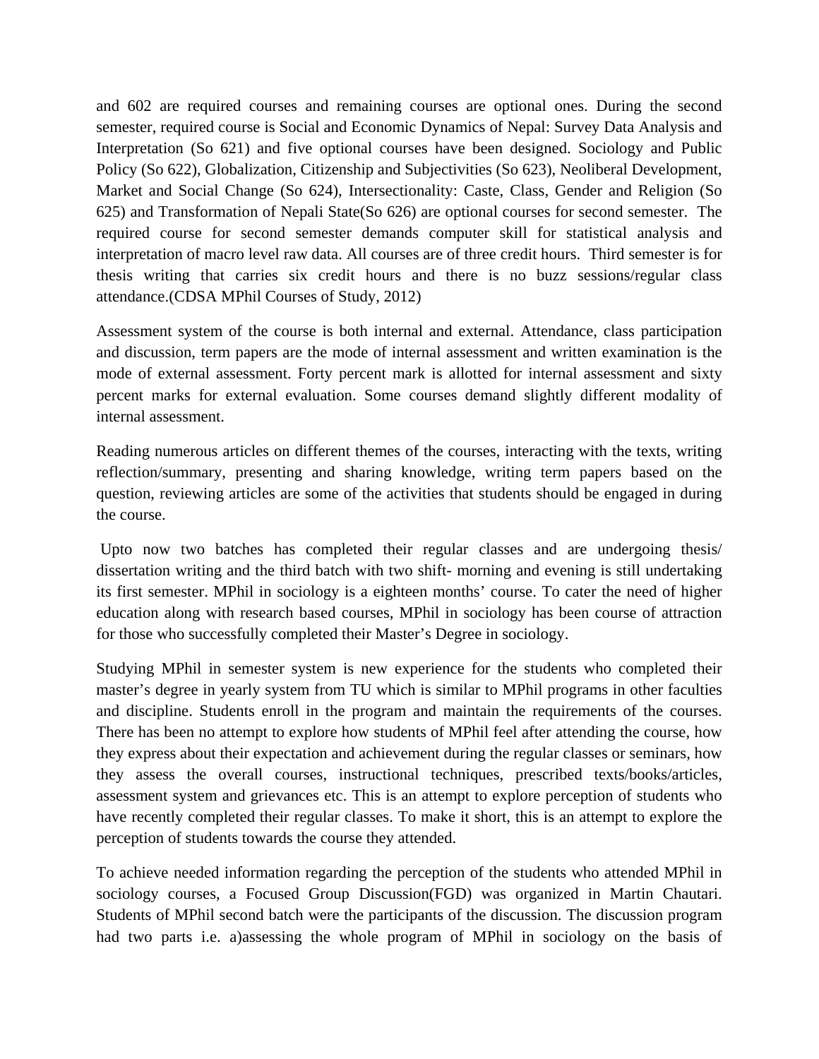and 602 are required courses and remaining courses are optional ones. During the second semester, required course is Social and Economic Dynamics of Nepal: Survey Data Analysis and Interpretation (So 621) and five optional courses have been designed. Sociology and Public Policy (So 622), Globalization, Citizenship and Subjectivities (So 623), Neoliberal Development, Market and Social Change (So 624), Intersectionality: Caste, Class, Gender and Religion (So 625) and Transformation of Nepali State(So 626) are optional courses for second semester. The required course for second semester demands computer skill for statistical analysis and interpretation of macro level raw data. All courses are of three credit hours. Third semester is for thesis writing that carries six credit hours and there is no buzz sessions/regular class attendance.(CDSA MPhil Courses of Study, 2012)

Assessment system of the course is both internal and external. Attendance, class participation and discussion, term papers are the mode of internal assessment and written examination is the mode of external assessment. Forty percent mark is allotted for internal assessment and sixty percent marks for external evaluation. Some courses demand slightly different modality of internal assessment.

Reading numerous articles on different themes of the courses, interacting with the texts, writing reflection/summary, presenting and sharing knowledge, writing term papers based on the question, reviewing articles are some of the activities that students should be engaged in during the course.

Upto now two batches has completed their regular classes and are undergoing thesis/ dissertation writing and the third batch with two shift- morning and evening is still undertaking its first semester. MPhil in sociology is a eighteen months' course. To cater the need of higher education along with research based courses, MPhil in sociology has been course of attraction for those who successfully completed their Master's Degree in sociology.

Studying MPhil in semester system is new experience for the students who completed their master's degree in yearly system from TU which is similar to MPhil programs in other faculties and discipline. Students enroll in the program and maintain the requirements of the courses. There has been no attempt to explore how students of MPhil feel after attending the course, how they express about their expectation and achievement during the regular classes or seminars, how they assess the overall courses, instructional techniques, prescribed texts/books/articles, assessment system and grievances etc. This is an attempt to explore perception of students who have recently completed their regular classes. To make it short, this is an attempt to explore the perception of students towards the course they attended.

To achieve needed information regarding the perception of the students who attended MPhil in sociology courses, a Focused Group Discussion(FGD) was organized in Martin Chautari. Students of MPhil second batch were the participants of the discussion. The discussion program had two parts i.e. a)assessing the whole program of MPhil in sociology on the basis of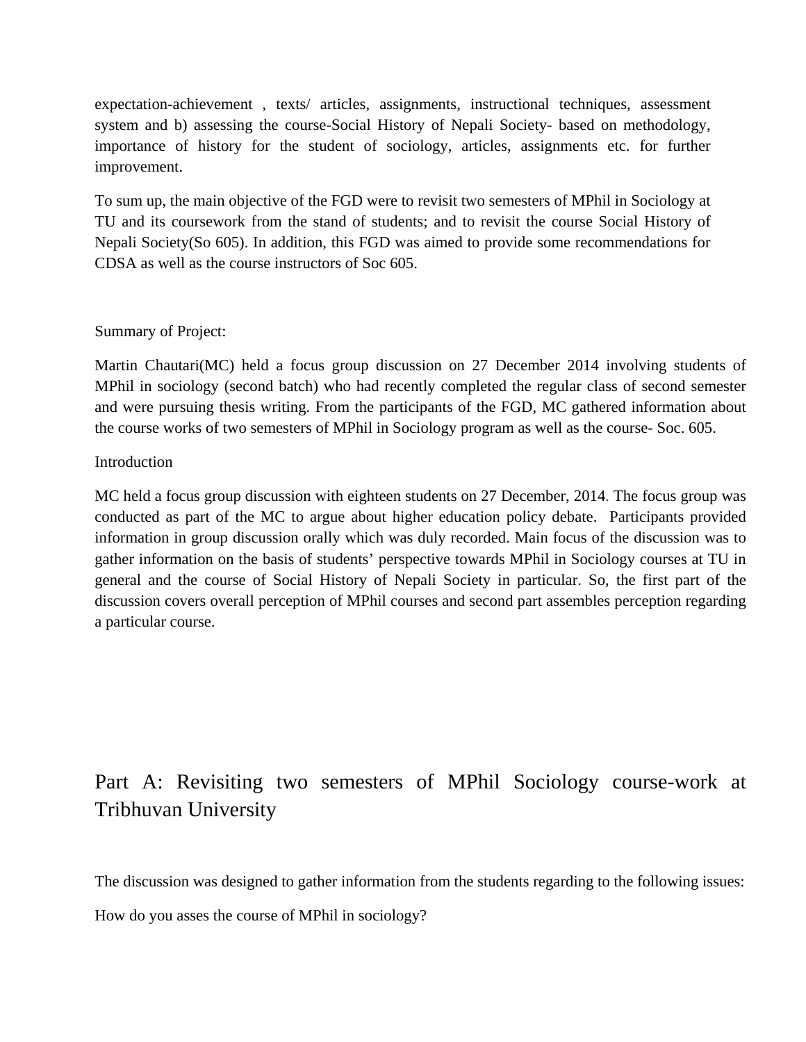expectation-achievement , texts/ articles, assignments, instructional techniques, assessment system and b) assessing the course-Social History of Nepali Society- based on methodology, importance of history for the student of sociology, articles, assignments etc. for further improvement.

To sum up, the main objective of the FGD were to revisit two semesters of MPhil in Sociology at TU and its coursework from the stand of students; and to revisit the course Social History of Nepali Society(So 605). In addition, this FGD was aimed to provide some recommendations for CDSA as well as the course instructors of Soc 605.

Summary of Project:

Martin Chautari(MC) held a focus group discussion on 27 December 2014 involving students of MPhil in sociology (second batch) who had recently completed the regular class of second semester and were pursuing thesis writing. From the participants of the FGD, MC gathered information about the course works of two semesters of MPhil in Sociology program as well as the course- Soc. 605.

Introduction

MC held a focus group discussion with eighteen students on 27 December, 2014. The focus group was conducted as part of the MC to argue about higher education policy debate. Participants provided information in group discussion orally which was duly recorded. Main focus of the discussion was to gather information on the basis of students' perspective towards MPhil in Sociology courses at TU in general and the course of Social History of Nepali Society in particular. So, the first part of the discussion covers overall perception of MPhil courses and second part assembles perception regarding a particular course.

## Part A: Revisiting two semesters of MPhil Sociology course-work at Tribhuvan University

The discussion was designed to gather information from the students regarding to the following issues:

How do you asses the course of MPhil in sociology?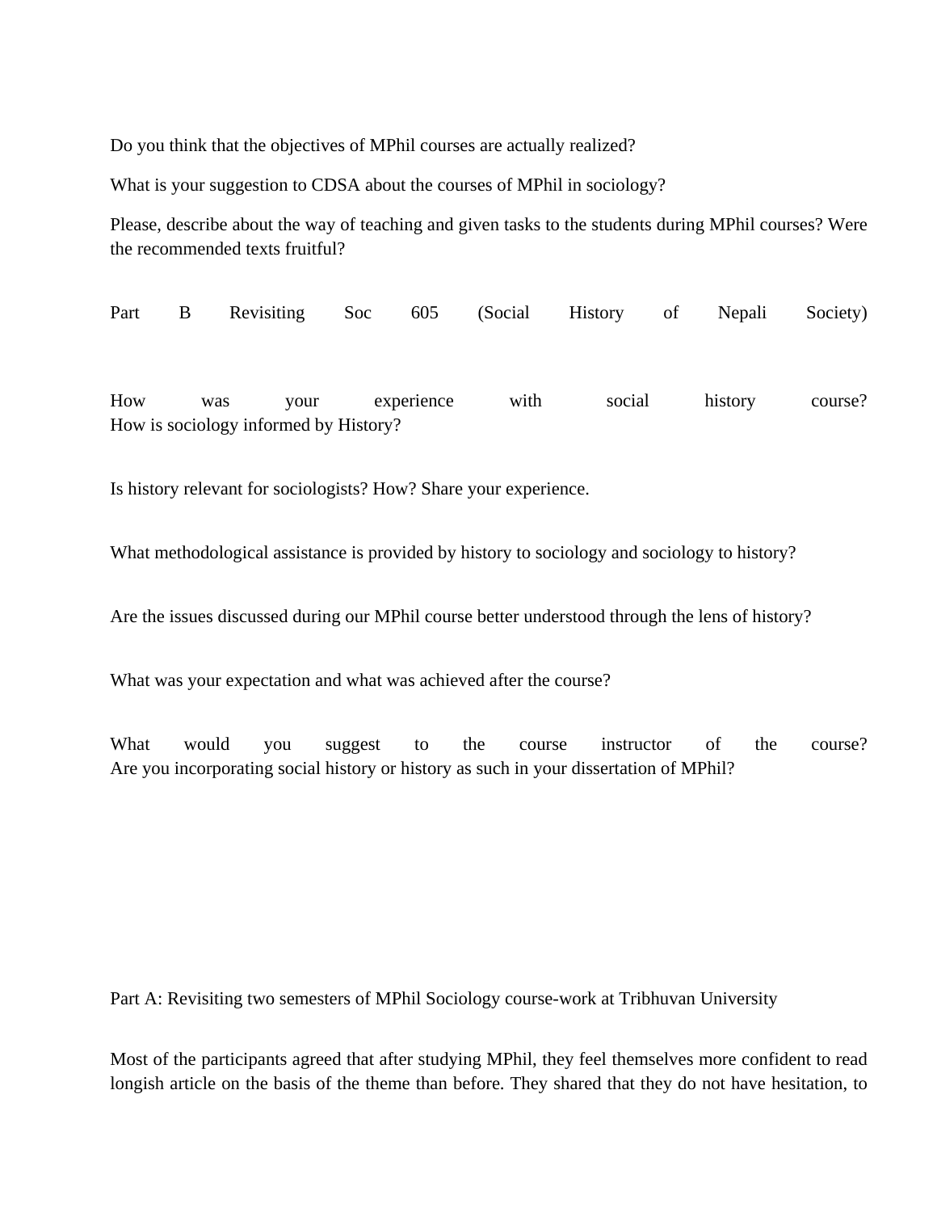Do you think that the objectives of MPhil courses are actually realized?

What is your suggestion to CDSA about the courses of MPhil in sociology?

Please, describe about the way of teaching and given tasks to the students during MPhil courses? Were the recommended texts fruitful?

Part B Revisiting Soc 605 (Social History of Nepali Society)

How was your experience with social history course?
How is sociology informed by History?

Is history relevant for sociologists? How? Share your experience.

What methodological assistance is provided by history to sociology and sociology to history?

Are the issues discussed during our MPhil course better understood through the lens of history?

What was your expectation and what was achieved after the course?

What would you suggest to the course instructor of the course?
Are you incorporating social history or history as such in your dissertation of MPhil?

Part A: Revisiting two semesters of MPhil Sociology course-work at Tribhuvan University

Most of the participants agreed that after studying MPhil, they feel themselves more confident to read longish article on the basis of the theme than before. They shared that they do not have hesitation, to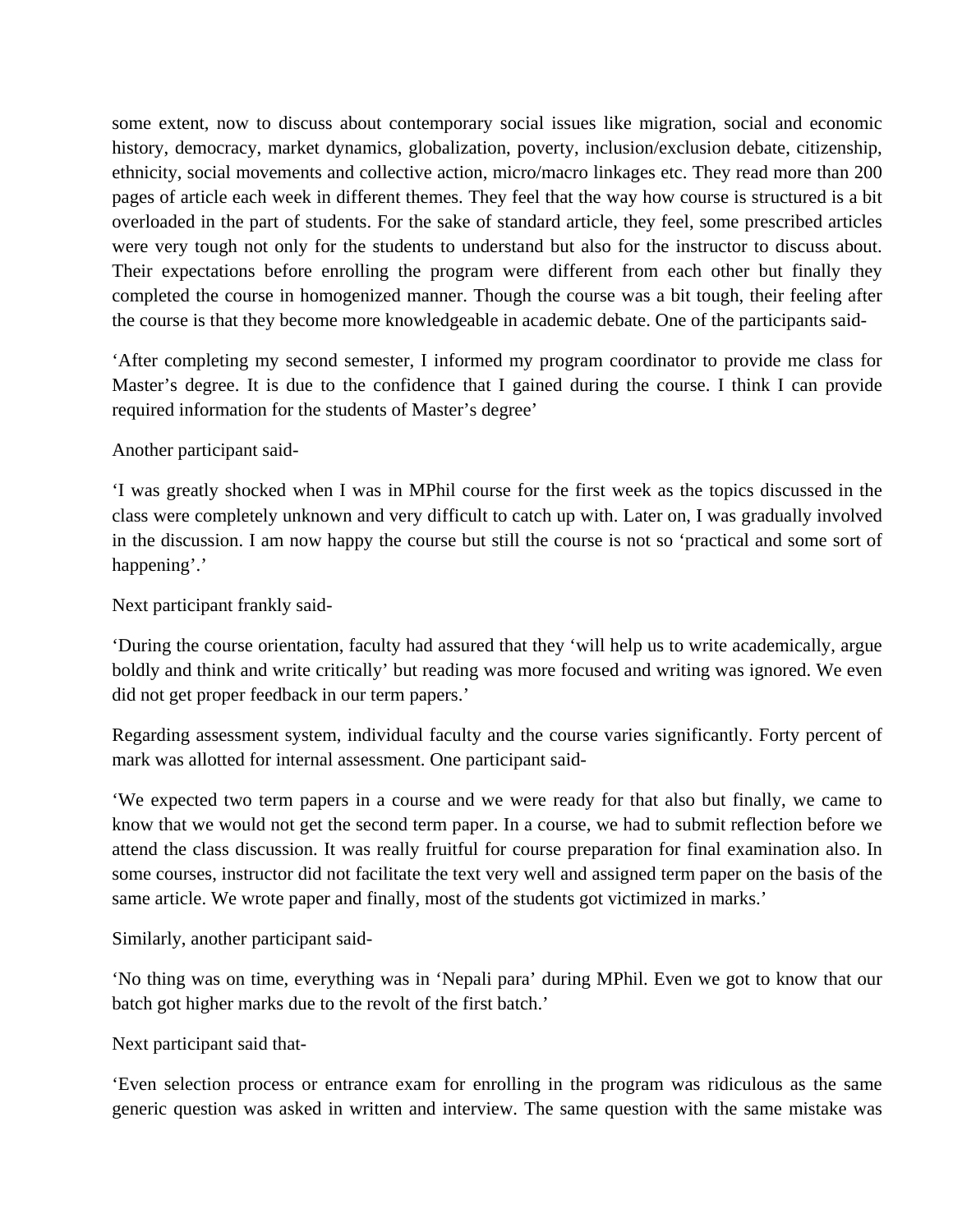some extent, now to discuss about contemporary social issues like migration, social and economic history, democracy, market dynamics, globalization, poverty, inclusion/exclusion debate, citizenship, ethnicity, social movements and collective action, micro/macro linkages etc. They read more than 200 pages of article each week in different themes. They feel that the way how course is structured is a bit overloaded in the part of students. For the sake of standard article, they feel, some prescribed articles were very tough not only for the students to understand but also for the instructor to discuss about. Their expectations before enrolling the program were different from each other but finally they completed the course in homogenized manner. Though the course was a bit tough, their feeling after the course is that they become more knowledgeable in academic debate. One of the participants said-

'After completing my second semester, I informed my program coordinator to provide me class for Master's degree. It is due to the confidence that I gained during the course. I think I can provide required information for the students of Master's degree'

Another participant said-

'I was greatly shocked when I was in MPhil course for the first week as the topics discussed in the class were completely unknown and very difficult to catch up with. Later on, I was gradually involved in the discussion. I am now happy the course but still the course is not so 'practical and some sort of happening'.'

Next participant frankly said-

'During the course orientation, faculty had assured that they 'will help us to write academically, argue boldly and think and write critically' but reading was more focused and writing was ignored. We even did not get proper feedback in our term papers.'

Regarding assessment system, individual faculty and the course varies significantly. Forty percent of mark was allotted for internal assessment. One participant said-

'We expected two term papers in a course and we were ready for that also but finally, we came to know that we would not get the second term paper. In a course, we had to submit reflection before we attend the class discussion. It was really fruitful for course preparation for final examination also. In some courses, instructor did not facilitate the text very well and assigned term paper on the basis of the same article. We wrote paper and finally, most of the students got victimized in marks.'

Similarly, another participant said-

'No thing was on time, everything was in 'Nepali para' during MPhil. Even we got to know that our batch got higher marks due to the revolt of the first batch.'

Next participant said that-

'Even selection process or entrance exam for enrolling in the program was ridiculous as the same generic question was asked in written and interview. The same question with the same mistake was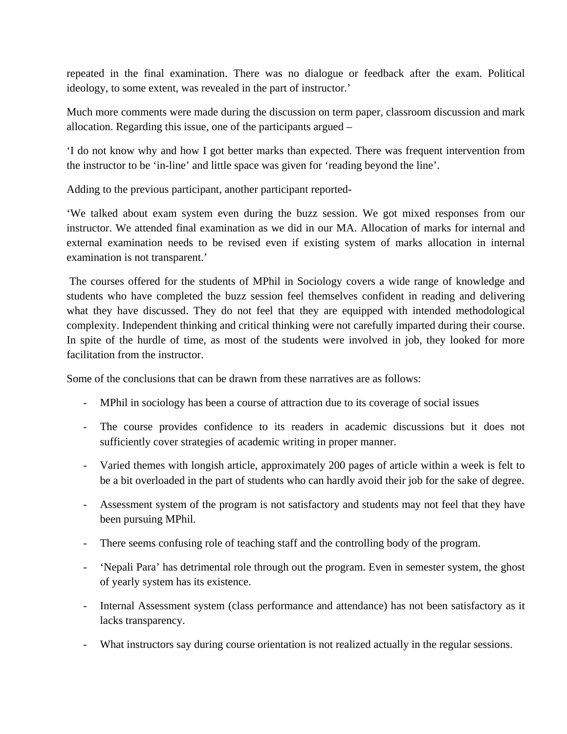repeated in the final examination. There was no dialogue or feedback after the exam. Political ideology, to some extent, was revealed in the part of instructor.'

Much more comments were made during the discussion on term paper, classroom discussion and mark allocation. Regarding this issue, one of the participants argued –

'I do not know why and how I got better marks than expected. There was frequent intervention from the instructor to be 'in-line' and little space was given for 'reading beyond the line'.

Adding to the previous participant, another participant reported-

'We talked about exam system even during the buzz session. We got mixed responses from our instructor. We attended final examination as we did in our MA. Allocation of marks for internal and external examination needs to be revised even if existing system of marks allocation in internal examination is not transparent.'

The courses offered for the students of MPhil in Sociology covers a wide range of knowledge and students who have completed the buzz session feel themselves confident in reading and delivering what they have discussed. They do not feel that they are equipped with intended methodological complexity. Independent thinking and critical thinking were not carefully imparted during their course. In spite of the hurdle of time, as most of the students were involved in job, they looked for more facilitation from the instructor.

Some of the conclusions that can be drawn from these narratives are as follows:

- MPhil in sociology has been a course of attraction due to its coverage of social issues
- The course provides confidence to its readers in academic discussions but it does not sufficiently cover strategies of academic writing in proper manner.
- Varied themes with longish article, approximately 200 pages of article within a week is felt to be a bit overloaded in the part of students who can hardly avoid their job for the sake of degree.
- Assessment system of the program is not satisfactory and students may not feel that they have been pursuing MPhil.
- There seems confusing role of teaching staff and the controlling body of the program.
- 'Nepali Para' has detrimental role through out the program. Even in semester system, the ghost of yearly system has its existence.
- Internal Assessment system (class performance and attendance) has not been satisfactory as it lacks transparency.
- What instructors say during course orientation is not realized actually in the regular sessions.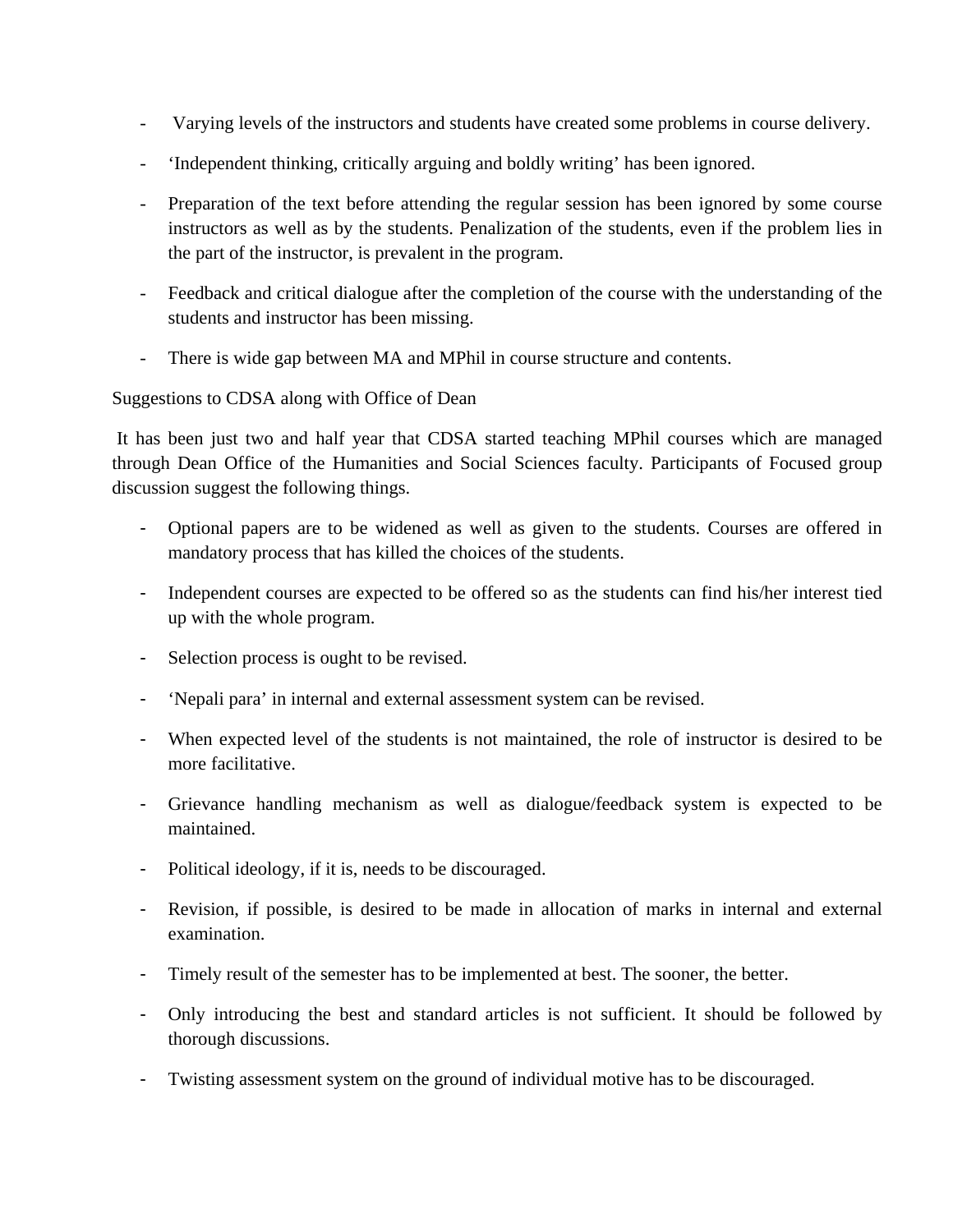- Varying levels of the instructors and students have created some problems in course delivery.
- 'Independent thinking, critically arguing and boldly writing' has been ignored.
- Preparation of the text before attending the regular session has been ignored by some course instructors as well as by the students. Penalization of the students, even if the problem lies in the part of the instructor, is prevalent in the program.
- Feedback and critical dialogue after the completion of the course with the understanding of the students and instructor has been missing.
- There is wide gap between MA and MPhil in course structure and contents.

Suggestions to CDSA along with Office of Dean

It has been just two and half year that CDSA started teaching MPhil courses which are managed through Dean Office of the Humanities and Social Sciences faculty. Participants of Focused group discussion suggest the following things.

- Optional papers are to be widened as well as given to the students. Courses are offered in mandatory process that has killed the choices of the students.
- Independent courses are expected to be offered so as the students can find his/her interest tied up with the whole program.
- Selection process is ought to be revised.
- 'Nepali para' in internal and external assessment system can be revised.
- When expected level of the students is not maintained, the role of instructor is desired to be more facilitative.
- Grievance handling mechanism as well as dialogue/feedback system is expected to be maintained.
- Political ideology, if it is, needs to be discouraged.
- Revision, if possible, is desired to be made in allocation of marks in internal and external examination.
- Timely result of the semester has to be implemented at best. The sooner, the better.
- Only introducing the best and standard articles is not sufficient. It should be followed by thorough discussions.
- Twisting assessment system on the ground of individual motive has to be discouraged.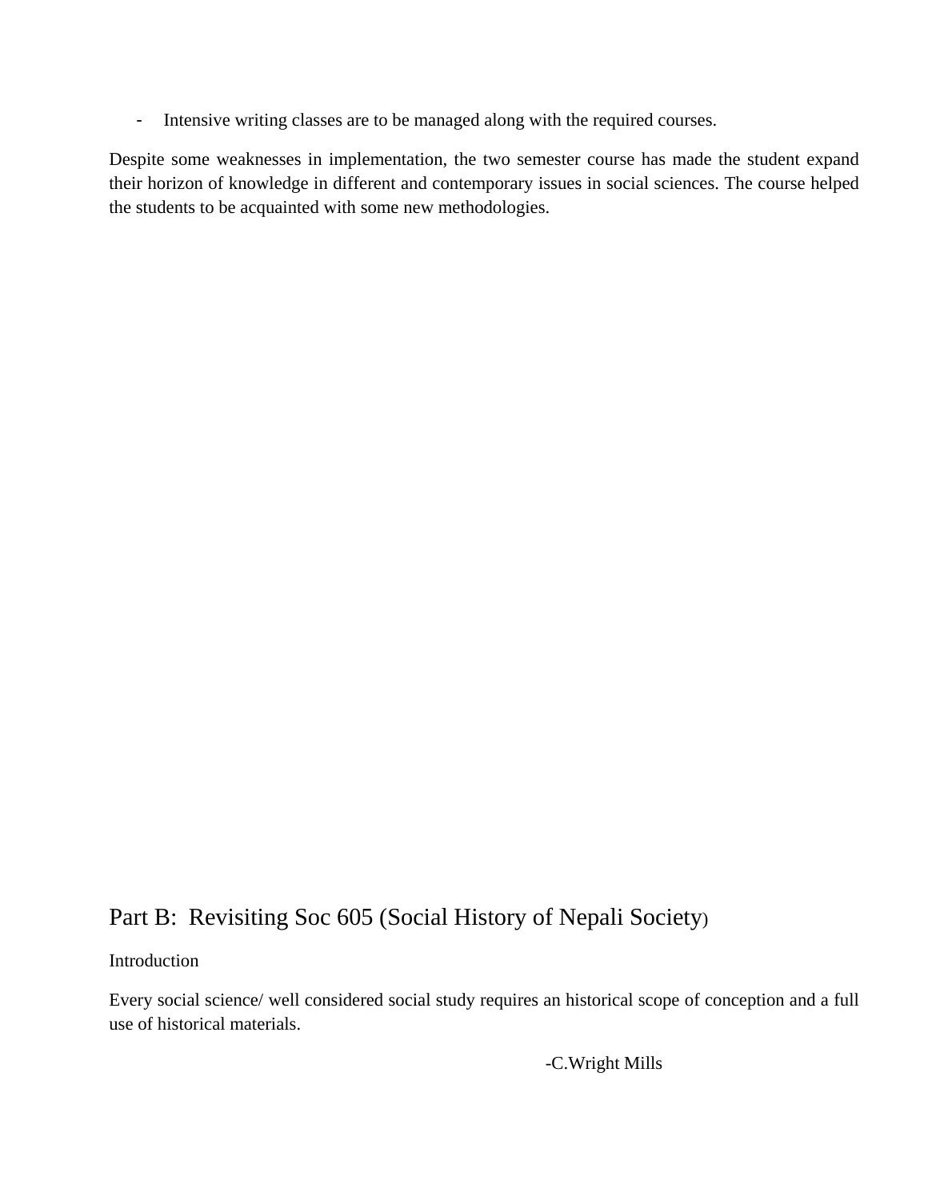- Intensive writing classes are to be managed along with the required courses.

Despite some weaknesses in implementation, the two semester course has made the student expand their horizon of knowledge in different and contemporary issues in social sciences. The course helped the students to be acquainted with some new methodologies.

## Part B: Revisiting Soc 605 (Social History of Nepali Society)

Introduction

Every social science/ well considered social study requires an historical scope of conception and a full use of historical materials.

-C.Wright Mills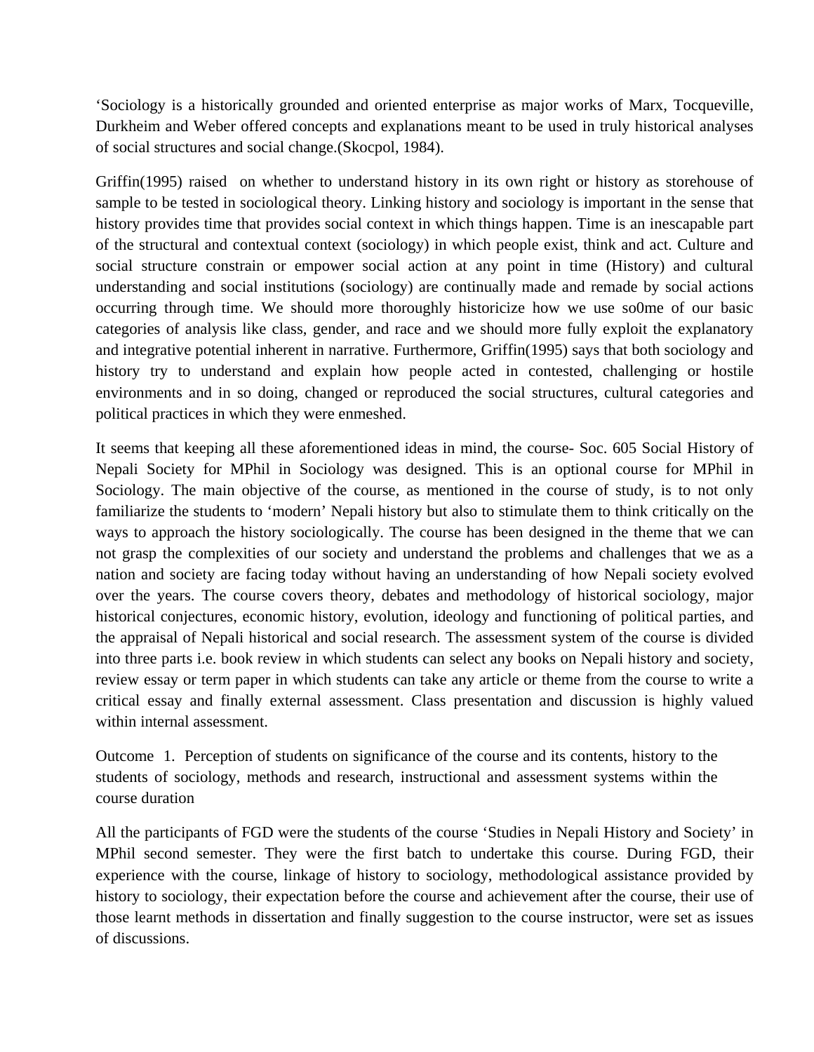'Sociology is a historically grounded and oriented enterprise as major works of Marx, Tocqueville, Durkheim and Weber offered concepts and explanations meant to be used in truly historical analyses of social structures and social change.(Skocpol, 1984).

Griffin(1995) raised on whether to understand history in its own right or history as storehouse of sample to be tested in sociological theory. Linking history and sociology is important in the sense that history provides time that provides social context in which things happen. Time is an inescapable part of the structural and contextual context (sociology) in which people exist, think and act. Culture and social structure constrain or empower social action at any point in time (History) and cultural understanding and social institutions (sociology) are continually made and remade by social actions occurring through time. We should more thoroughly historicize how we use so0me of our basic categories of analysis like class, gender, and race and we should more fully exploit the explanatory and integrative potential inherent in narrative. Furthermore, Griffin(1995) says that both sociology and history try to understand and explain how people acted in contested, challenging or hostile environments and in so doing, changed or reproduced the social structures, cultural categories and political practices in which they were enmeshed.

It seems that keeping all these aforementioned ideas in mind, the course- Soc. 605 Social History of Nepali Society for MPhil in Sociology was designed. This is an optional course for MPhil in Sociology. The main objective of the course, as mentioned in the course of study, is to not only familiarize the students to 'modern' Nepali history but also to stimulate them to think critically on the ways to approach the history sociologically. The course has been designed in the theme that we can not grasp the complexities of our society and understand the problems and challenges that we as a nation and society are facing today without having an understanding of how Nepali society evolved over the years. The course covers theory, debates and methodology of historical sociology, major historical conjectures, economic history, evolution, ideology and functioning of political parties, and the appraisal of Nepali historical and social research. The assessment system of the course is divided into three parts i.e. book review in which students can select any books on Nepali history and society, review essay or term paper in which students can take any article or theme from the course to write a critical essay and finally external assessment. Class presentation and discussion is highly valued within internal assessment.

Outcome 1. Perception of students on significance of the course and its contents, history to the students of sociology, methods and research, instructional and assessment systems within the course duration

All the participants of FGD were the students of the course 'Studies in Nepali History and Society' in MPhil second semester. They were the first batch to undertake this course. During FGD, their experience with the course, linkage of history to sociology, methodological assistance provided by history to sociology, their expectation before the course and achievement after the course, their use of those learnt methods in dissertation and finally suggestion to the course instructor, were set as issues of discussions.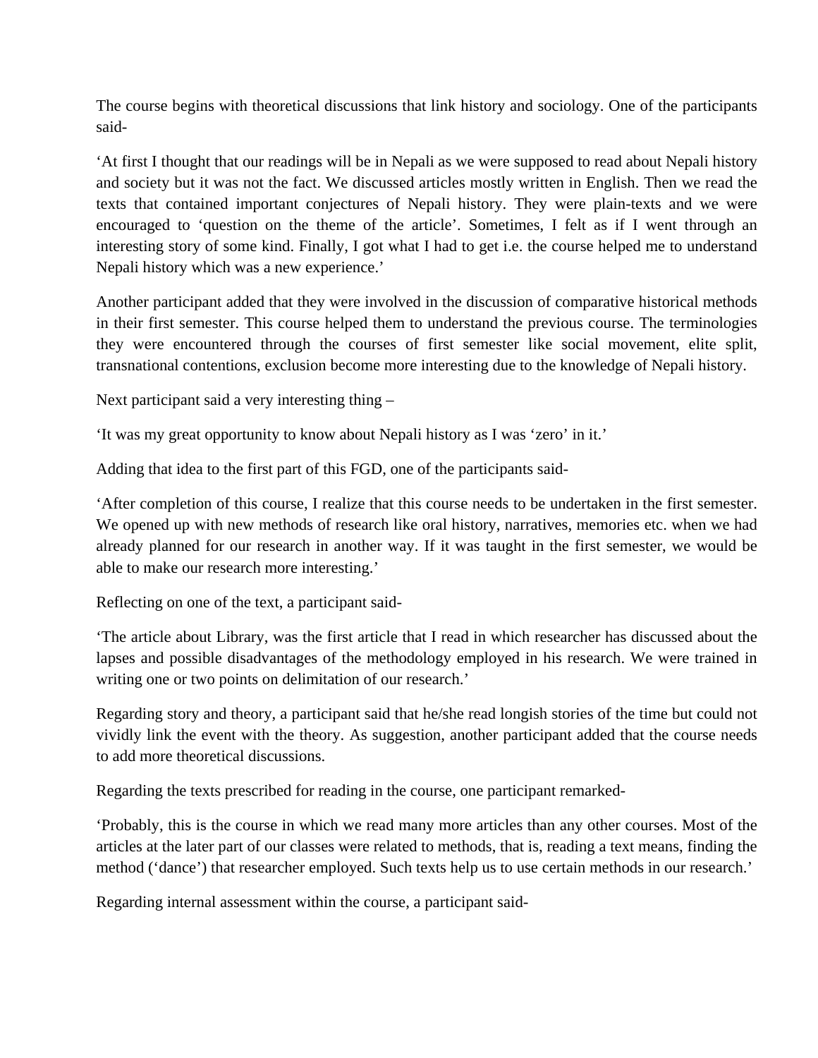The course begins with theoretical discussions that link history and sociology. One of the participants said-

'At first I thought that our readings will be in Nepali as we were supposed to read about Nepali history and society but it was not the fact. We discussed articles mostly written in English. Then we read the texts that contained important conjectures of Nepali history. They were plain-texts and we were encouraged to 'question on the theme of the article'. Sometimes, I felt as if I went through an interesting story of some kind. Finally, I got what I had to get i.e. the course helped me to understand Nepali history which was a new experience.'

Another participant added that they were involved in the discussion of comparative historical methods in their first semester. This course helped them to understand the previous course. The terminologies they were encountered through the courses of first semester like social movement, elite split, transnational contentions, exclusion become more interesting due to the knowledge of Nepali history.

Next participant said a very interesting thing –

'It was my great opportunity to know about Nepali history as I was 'zero' in it.'

Adding that idea to the first part of this FGD, one of the participants said-

'After completion of this course, I realize that this course needs to be undertaken in the first semester. We opened up with new methods of research like oral history, narratives, memories etc. when we had already planned for our research in another way. If it was taught in the first semester, we would be able to make our research more interesting.'

Reflecting on one of the text, a participant said-

'The article about Library, was the first article that I read in which researcher has discussed about the lapses and possible disadvantages of the methodology employed in his research. We were trained in writing one or two points on delimitation of our research.'

Regarding story and theory, a participant said that he/she read longish stories of the time but could not vividly link the event with the theory. As suggestion, another participant added that the course needs to add more theoretical discussions.

Regarding the texts prescribed for reading in the course, one participant remarked-

'Probably, this is the course in which we read many more articles than any other courses. Most of the articles at the later part of our classes were related to methods, that is, reading a text means, finding the method ('dance') that researcher employed. Such texts help us to use certain methods in our research.'

Regarding internal assessment within the course, a participant said-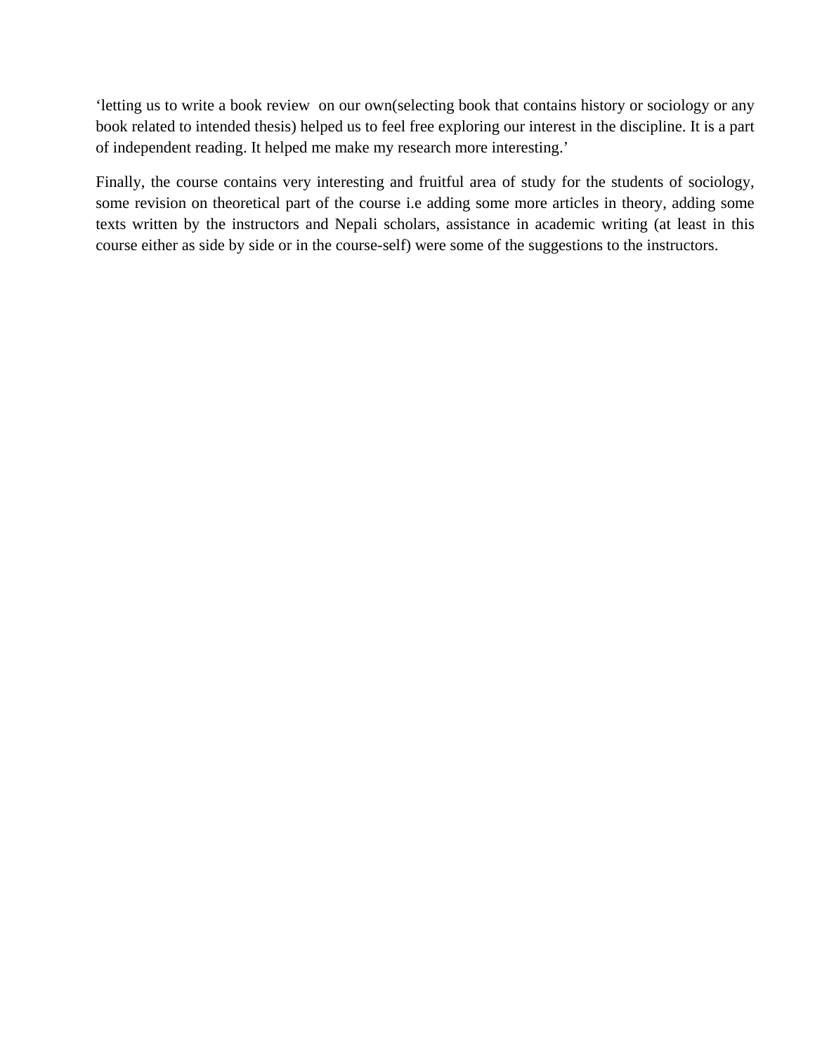'letting us to write a book review  on our own(selecting book that contains history or sociology or any book related to intended thesis) helped us to feel free exploring our interest in the discipline. It is a part of independent reading. It helped me make my research more interesting.'

Finally, the course contains very interesting and fruitful area of study for the students of sociology, some revision on theoretical part of the course i.e adding some more articles in theory, adding some texts written by the instructors and Nepali scholars, assistance in academic writing (at least in this course either as side by side or in the course-self) were some of the suggestions to the instructors.